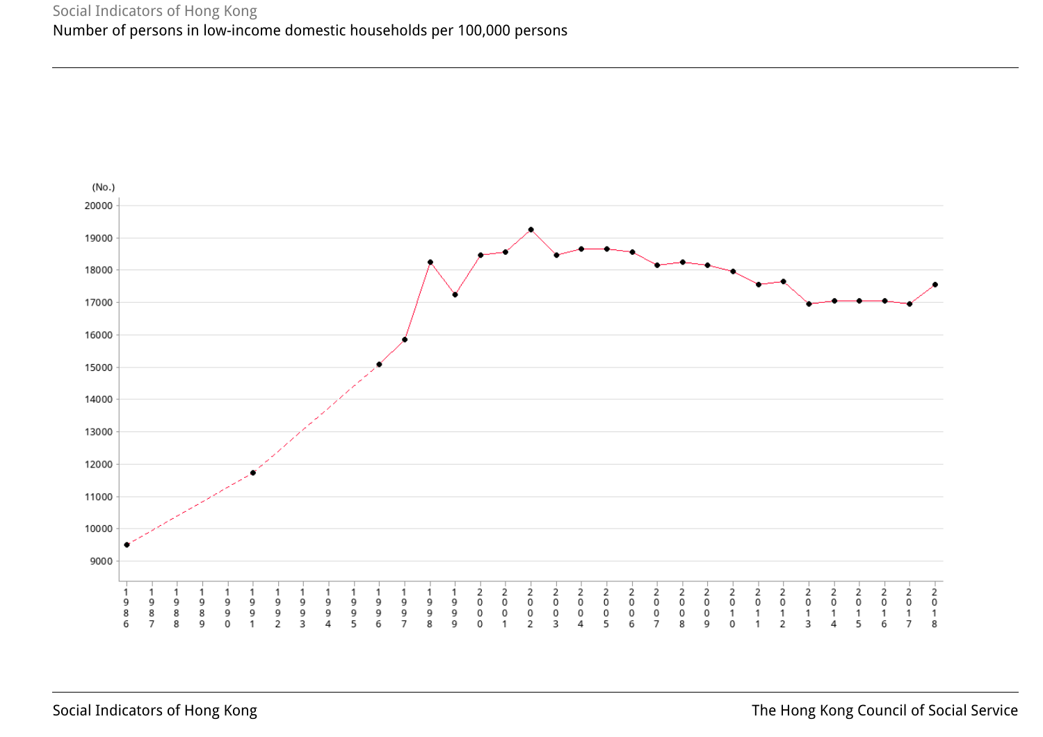Social Indicators of Hong Kong

Number of persons in low-income domestic households per 100,000 persons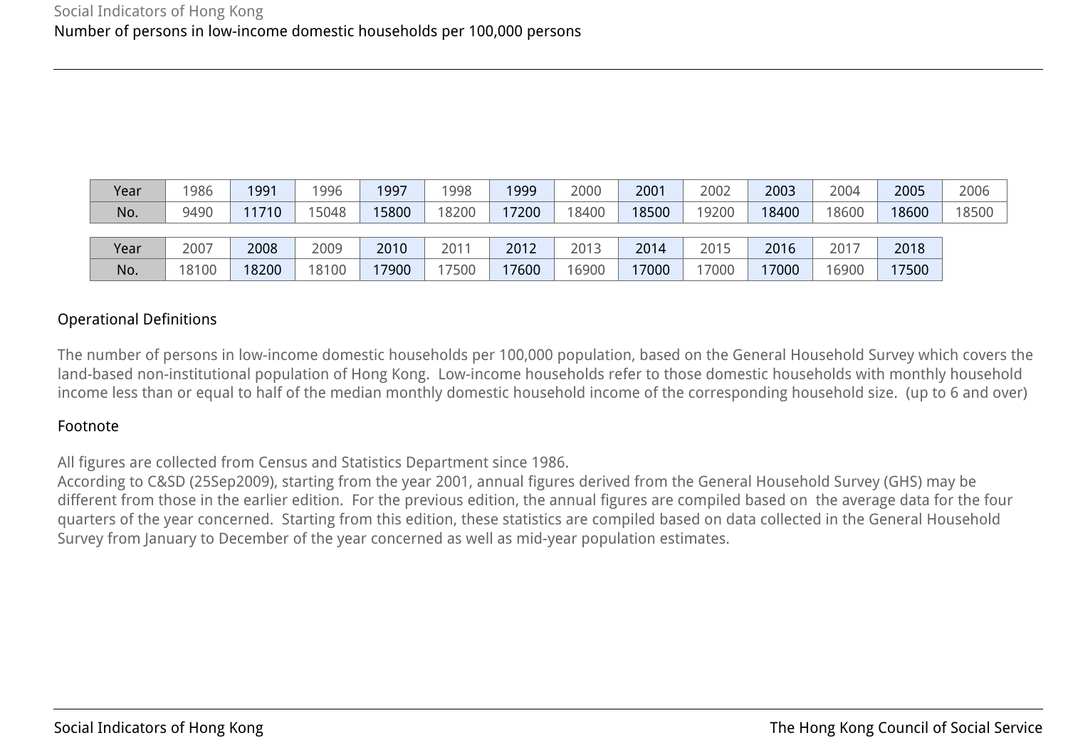Social Indicators of Hong Kong

Number of persons in low-income domestic households per 100,000 persons

| Year | 1986 | 1991 | 1996 | 1997 | 1998 | 1999 | 2000 | 2001 | 2002 | 2003 | 2004 | 2005 | 2006 |
|---|---|---|---|---|---|---|---|---|---|---|---|---|---|
| No. | 9490 | 11710 | 15048 | 15800 | 18200 | 17200 | 18400 | 18500 | 19200 | 18400 | 18600 | 18600 | 18500 |

| Year | 2007 | 2008 | 2009 | 2010 | 2011 | 2012 | 2013 | 2014 | 2015 | 2016 | 2017 | 2018 |
|---|---|---|---|---|---|---|---|---|---|---|---|---|
| No. | 18100 | 18200 | 18100 | 17900 | 17500 | 17600 | 16900 | 17000 | 17000 | 17000 | 16900 | 17500 |

## Operational Definitions

The number of persons in low-income domestic households per 100,000 population, based on the General Household Survey which covers the land-based non-institutional population of Hong Kong. Low-income households refer to those domestic households with monthly household income less than or equal to half of the median monthly domestic household income of the corresponding household size. (up to 6 and over)

## Footnote

All figures are collected from Census and Statistics Department since 1986.
According to C&SD (25Sep2009), starting from the year 2001, annual figures derived from the General Household Survey (GHS) may be different from those in the earlier edition. For the previous edition, the annual figures are compiled based on the average data for the four quarters of the year concerned. Starting from this edition, these statistics are compiled based on data collected in the General Household Survey from January to December of the year concerned as well as mid-year population estimates.